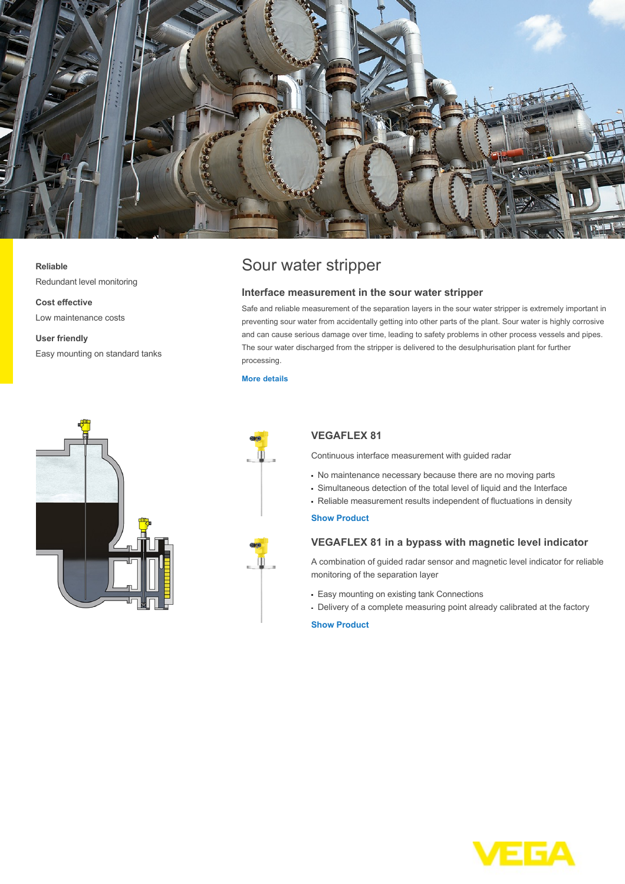**Reliable**

Redundant level monitoring

**Cost effective**

Low maintenance costs

**User friendly**

Easy mounting on standard tanks

# Sour water stripper

## Interface measurement in the sour water stripper

Safe and reliable measurement of the separation layers in the sour water stripper is extremely important in preventing sour water from accidentally getting into other parts of the plant. Sour water is highly corrosive and can cause serious damage over time, leading to safety problems in other process vessels and pipes. The sour water discharged from the stripper is delivered to the desulphurisation plant for further processing.

More details

### VEGAFLEX 81

Continuous interface measurement with guided radar

- No maintenance necessary because there are no moving parts
- Simultaneous detection of the total level of liquid and the Interface
- Reliable measurement results independent of fluctuations in density

Show Product

### VEGAFLEX 81 in a bypass with magnetic level indicator

A combination of guided radar sensor and magnetic level indicator for reliable monitoring of the separation layer

- Easy mounting on existing tank Connections
- Delivery of a complete measuring point already calibrated at the factory

Show Product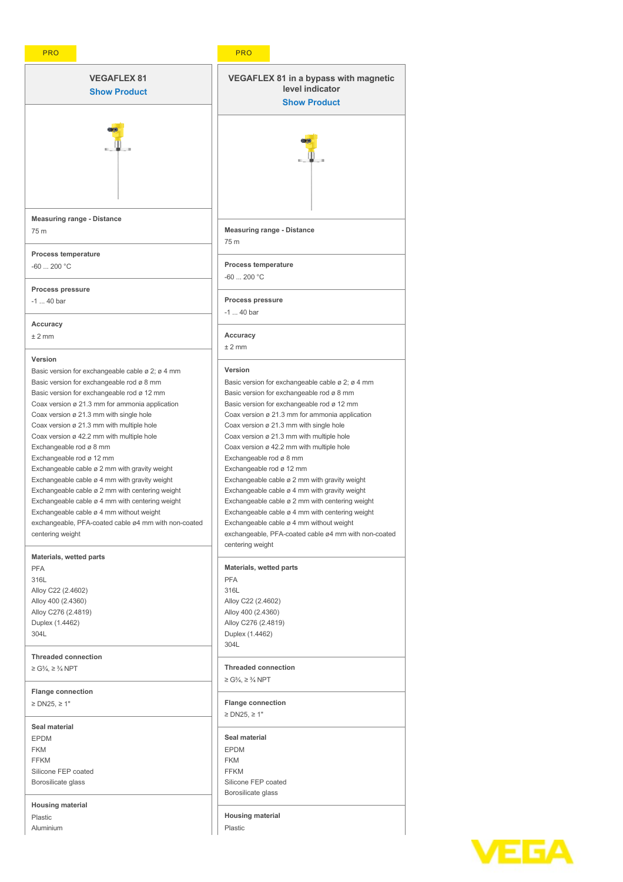| PRO | PRO |
| --- | --- |
| **VEGAFLEX 81**<br>Show Product | **VEGAFLEX 81 in a bypass with magnetic level indicator**<br>Show Product |
| **Measuring range - Distance**<br>75 m | **Measuring range - Distance**<br>75 m |
| **Process temperature**<br>-60 ... 200 °C | **Process temperature**<br>-60 ... 200 °C |
| **Process pressure**<br>-1 ... 40 bar | **Process pressure**<br>-1 ... 40 bar |
| **Accuracy**<br>± 2 mm | **Accuracy**<br>± 2 mm |
| **Version**<br>Basic version for exchangeable cable ø 2; ø 4 mm<br>Basic version for exchangeable rod ø 8 mm<br>Basic version for exchangeable rod ø 12 mm<br>Coax version ø 21.3 mm for ammonia application<br>Coax version ø 21.3 mm with single hole<br>Coax version ø 21.3 mm with multiple hole<br>Coax version ø 42.2 mm with multiple hole<br>Exchangeable rod ø 8 mm<br>Exchangeable rod ø 12 mm<br>Exchangeable cable ø 2 mm with gravity weight<br>Exchangeable cable ø 4 mm with gravity weight<br>Exchangeable cable ø 2 mm with centering weight<br>Exchangeable cable ø 4 mm with centering weight<br>Exchangeable cable ø 4 mm without weight<br>exchangeable, PFA-coated cable ø4 mm with non-coated centering weight | **Version**<br>Basic version for exchangeable cable ø 2; ø 4 mm<br>Basic version for exchangeable rod ø 8 mm<br>Basic version for exchangeable rod ø 12 mm<br>Coax version ø 21.3 mm for ammonia application<br>Coax version ø 21.3 mm with single hole<br>Coax version ø 21.3 mm with multiple hole<br>Coax version ø 42.2 mm with multiple hole<br>Exchangeable rod ø 8 mm<br>Exchangeable rod ø 12 mm<br>Exchangeable cable ø 2 mm with gravity weight<br>Exchangeable cable ø 4 mm with gravity weight<br>Exchangeable cable ø 2 mm with centering weight<br>Exchangeable cable ø 4 mm with centering weight<br>Exchangeable cable ø 4 mm without weight<br>exchangeable, PFA-coated cable ø4 mm with non-coated centering weight |
| **Materials, wetted parts**<br>PFA<br>316L<br>Alloy C22 (2.4602)<br>Alloy 400 (2.4360)<br>Alloy C276 (2.4819)<br>Duplex (1.4462)<br>304L | **Materials, wetted parts**<br>PFA<br>316L<br>Alloy C22 (2.4602)<br>Alloy 400 (2.4360)<br>Alloy C276 (2.4819)<br>Duplex (1.4462)<br>304L |
| **Threaded connection**<br>≥ G¾, ≥ ¾ NPT | **Threaded connection**<br>≥ G¾, ≥ ¾ NPT |
| **Flange connection**<br>≥ DN25, ≥ 1" | **Flange connection**<br>≥ DN25, ≥ 1" |
| **Seal material**<br>EPDM<br>FKM<br>FFKM<br>Silicone FEP coated<br>Borosilicate glass | **Seal material**<br>EPDM<br>FKM<br>FFKM<br>Silicone FEP coated<br>Borosilicate glass |
| **Housing material**<br>Plastic<br>Aluminium | **Housing material**<br>Plastic |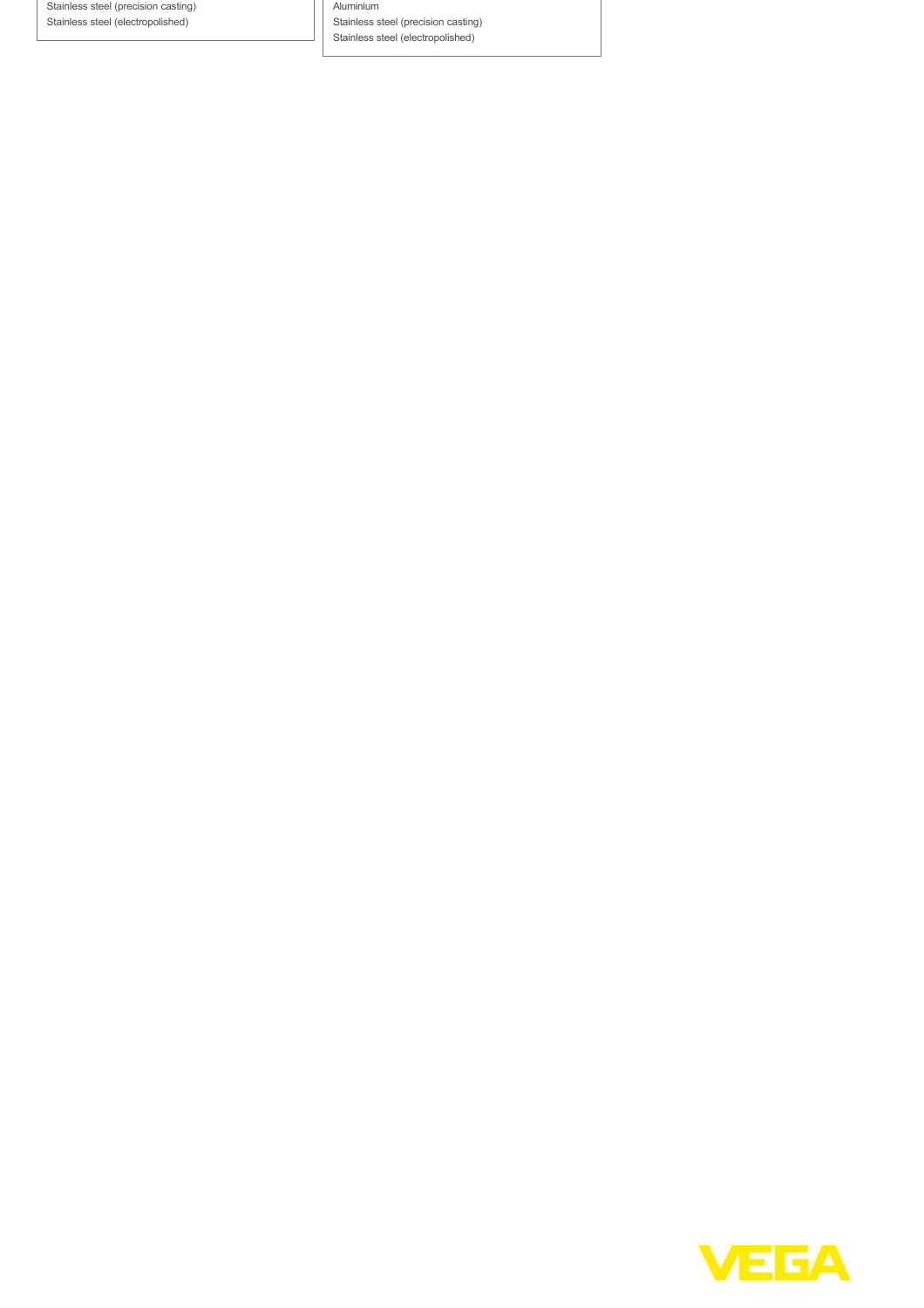| |
|---|
| Stainless steel (precision casting) |
| Stainless steel (electropolished) |

| |
|---|
| Aluminium |
| Stainless steel (precision casting) |
| Stainless steel (electropolished) |